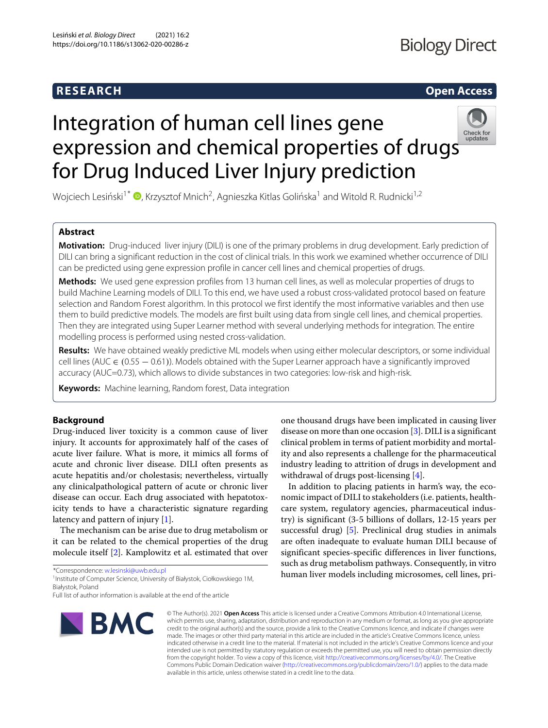**RESEARCH** **Open Access**

# Integration of human cell lines gene expression and chemical properties of drugs for Drug Induced Liver Injury prediction

Wojciech Lesiński[1*], Krzysztof Mnich[2], Agnieszka Kitlas Golińska[1] and Witold R. Rudnicki[1,2]

## Abstract

**Motivation:** Drug-induced liver injury (DILI) is one of the primary problems in drug development. Early prediction of DILI can bring a significant reduction in the cost of clinical trials. In this work we examined whether occurrence of DILI can be predicted using gene expression profile in cancer cell lines and chemical properties of drugs.

**Methods:** We used gene expression profiles from 13 human cell lines, as well as molecular properties of drugs to build Machine Learning models of DILI. To this end, we have used a robust cross-validated protocol based on feature selection and Random Forest algorithm. In this protocol we first identify the most informative variables and then use them to build predictive models. The models are first built using data from single cell lines, and chemical properties. Then they are integrated using Super Learner method with several underlying methods for integration. The entire modelling process is performed using nested cross-validation.

**Results:** We have obtained weakly predictive ML models when using either molecular descriptors, or some individual cell lines (AUC $\in (0.55-0.61)$). Models obtained with the Super Learner approach have a significantly improved accuracy (AUC=0.73), which allows to divide substances in two categories: low-risk and high-risk.

**Keywords:** Machine learning, Random forest, Data integration

## Background

Drug-induced liver toxicity is a common cause of liver injury. It accounts for approximately half of the cases of acute liver failure. What is more, it mimics all forms of acute and chronic liver disease. DILI often presents as acute hepatitis and/or cholestasis; nevertheless, virtually any clinicalpathological pattern of acute or chronic liver disease can occur. Each drug associated with hepatotoxicity tends to have a characteristic signature regarding latency and pattern of injury [1].

The mechanism can be arise due to drug metabolism or it can be related to the chemical properties of the drug molecule itself [2]. Kamplowitz et al. estimated that over one thousand drugs have been implicated in causing liver disease on more than one occasion [3]. DILI is a significant clinical problem in terms of patient morbidity and mortality and also represents a challenge for the pharmaceutical industry leading to attrition of drugs in development and withdrawal of drugs post-licensing [4].

In addition to placing patients in harm's way, the economic impact of DILI to stakeholders (i.e. patients, healthcare system, regulatory agencies, pharmaceutical industry) is significant (3-5 billions of dollars, 12-15 years per successful drug) [5]. Preclinical drug studies in animals are often inadequate to evaluate human DILI because of significant species-specific differences in liver functions, such as drug metabolism pathways. Consequently, in vitro human liver models including microsomes, cell lines, pri-

*Correspondence: w.lesinski@uwb.edu.pl
[1] Institute of Computer Science, University of Białystok, Ciołkowskiego 1M, Białystok, Poland
Full list of author information is available at the end of the article

© The Author(s). 2021 **Open Access** This article is licensed under a Creative Commons Attribution 4.0 International License, which permits use, sharing, adaptation, distribution and reproduction in any medium or format, as long as you give appropriate credit to the original author(s) and the source, provide a link to the Creative Commons licence, and indicate if changes were made. The images or other third party material in this article are included in the article's Creative Commons licence, unless indicated otherwise in a credit line to the material. If material is not included in the article's Creative Commons licence and your intended use is not permitted by statutory regulation or exceeds the permitted use, you will need to obtain permission directly from the copyright holder. To view a copy of this licence, visit http://creativecommons.org/licenses/by/4.0/. The Creative Commons Public Domain Dedication waiver (http://creativecommons.org/publicdomain/zero/1.0/) applies to the data made available in this article, unless otherwise stated in a credit line to the data.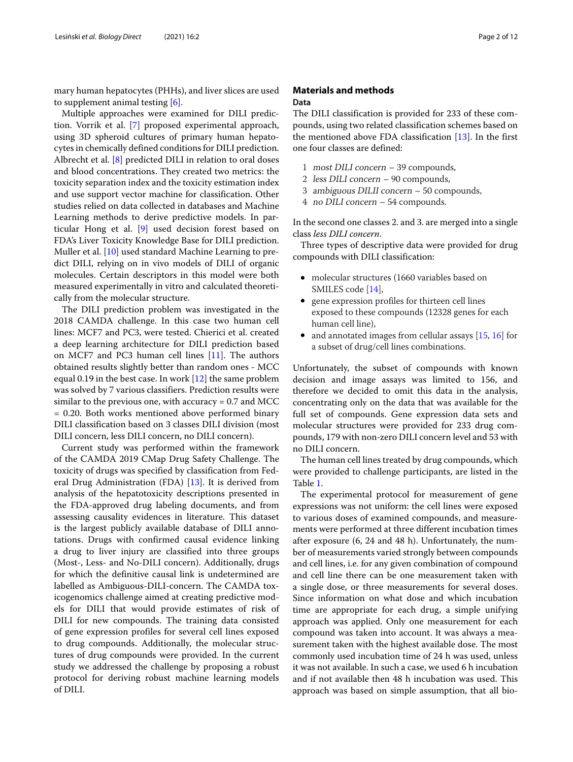mary human hepatocytes (PHHs), and liver slices are used to supplement animal testing [6].

Multiple approaches were examined for DILI prediction. Vorrik et al. [7] proposed experimental approach, using 3D spheroid cultures of primary human hepatocytes in chemically defined conditions for DILI prediction. Albrecht et al. [8] predicted DILI in relation to oral doses and blood concentrations. They created two metrics: the toxicity separation index and the toxicity estimation index and use support vector machine for classification. Other studies relied on data collected in databases and Machine Learning methods to derive predictive models. In particular Hong et al. [9] used decision forest based on FDA's Liver Toxicity Knowledge Base for DILI prediction. Muller et al. [10] used standard Machine Learning to predict DILI, relying on in vivo models of DILI of organic molecules. Certain descriptors in this model were both measured experimentally in vitro and calculated theoretically from the molecular structure.

The DILI prediction problem was investigated in the 2018 CAMDA challenge. In this case two human cell lines: MCF7 and PC3, were tested. Chierici et al. created a deep learning architecture for DILI prediction based on MCF7 and PC3 human cell lines [11]. The authors obtained results slightly better than random ones - MCC equal 0.19 in the best case. In work [12] the same problem was solved by 7 various classifiers. Prediction results were similar to the previous one, with accuracy = 0.7 and MCC = 0.20. Both works mentioned above performed binary DILI classification based on 3 classes DILI division (most DILI concern, less DILI concern, no DILI concern).

Current study was performed within the framework of the CAMDA 2019 CMap Drug Safety Challenge. The toxicity of drugs was specified by classification from Federal Drug Administration (FDA) [13]. It is derived from analysis of the hepatotoxicity descriptions presented in the FDA-approved drug labeling documents, and from assessing causality evidences in literature. This dataset is the largest publicly available database of DILI annotations. Drugs with confirmed causal evidence linking a drug to liver injury are classified into three groups (Most-, Less- and No-DILI concern). Additionally, drugs for which the definitive causal link is undetermined are labelled as Ambiguous-DILI-concern. The CAMDA toxicogenomics challenge aimed at creating predictive models for DILI that would provide estimates of risk of DILI for new compounds. The training data consisted of gene expression profiles for several cell lines exposed to drug compounds. Additionally, the molecular structures of drug compounds were provided. In the current study we addressed the challenge by proposing a robust protocol for deriving robust machine learning models of DILI.

## Materials and methods

### Data

The DILI classification is provided for 233 of these compounds, using two related classification schemes based on the mentioned above FDA classification [13]. In the first one four classes are defined:

1. *most DILI concern* – 39 compounds,
2. *less DILI concern* – 90 compounds,
3. *ambiguous DILII concern* – 50 compounds,
4. *no DILI concern* – 54 compounds.

In the second one classes 2. and 3. are merged into a single class *less DILI concern*.

Three types of descriptive data were provided for drug compounds with DILI classification:

- molecular structures (1660 variables based on SMILES code [14],
- gene expression profiles for thirteen cell lines exposed to these compounds (12328 genes for each human cell line),
- and annotated images from cellular assays [15, 16] for a subset of drug/cell lines combinations.

Unfortunately, the subset of compounds with known decision and image assays was limited to 156, and therefore we decided to omit this data in the analysis, concentrating only on the data that was available for the full set of compounds. Gene expression data sets and molecular structures were provided for 233 drug compounds, 179 with non-zero DILI concern level and 53 with no DILI concern.

The human cell lines treated by drug compounds, which were provided to challenge participants, are listed in the Table 1.

The experimental protocol for measurement of gene expressions was not uniform: the cell lines were exposed to various doses of examined compounds, and measurements were performed at three different incubation times after exposure (6, 24 and 48 h). Unfortunately, the number of measurements varied strongly between compounds and cell lines, i.e. for any given combination of compound and cell line there can be one measurement taken with a single dose, or three measurements for several doses. Since information on what dose and which incubation time are appropriate for each drug, a simple unifying approach was applied. Only one measurement for each compound was taken into account. It was always a measurement taken with the highest available dose. The most commonly used incubation time of 24 h was used, unless it was not available. In such a case, we used 6 h incubation and if not available then 48 h incubation was used. This approach was based on simple assumption, that all bio-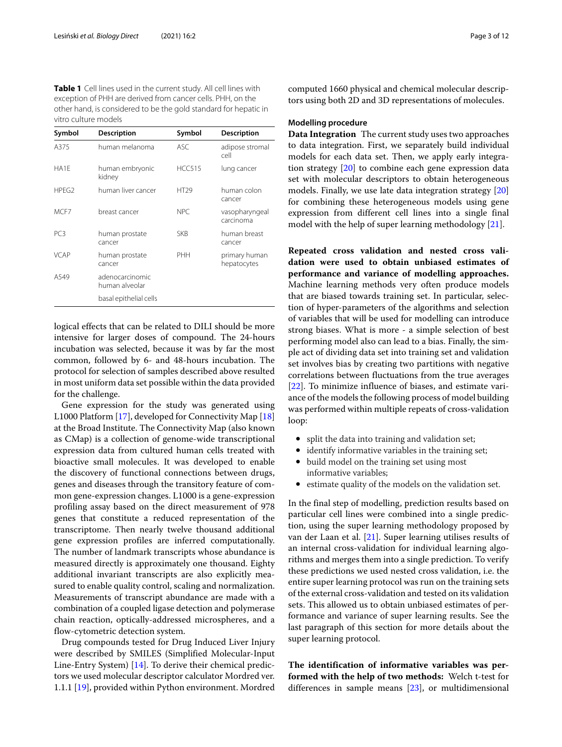**Table 1** Cell lines used in the current study. All cell lines with exception of PHH are derived from cancer cells. PHH, on the other hand, is considered to be the gold standard for hepatic in vitro culture models

| Symbol | Description | Symbol | Description |
|---|---|---|---|
| A375 | human melanoma | ASC | adipose stromal cell |
| HA1E | human embryonic kidney | HCC515 | lung cancer |
| HPEG2 | human liver cancer | HT29 | human colon cancer |
| MCF7 | breast cancer | NPC | vasopharyngeal carcinoma |
| PC3 | human prostate cancer | SKB | human breast cancer |
| VCAP | human prostate cancer | PHH | primary human hepatocytes |
| A549 | adenocarcinomic human alveolar basal epithelial cells | | |

logical effects that can be related to DILI should be more intensive for larger doses of compound. The 24-hours incubation was selected, because it was by far the most common, followed by 6- and 48-hours incubation. The protocol for selection of samples described above resulted in most uniform data set possible within the data provided for the challenge.

Gene expression for the study was generated using L1000 Platform [17], developed for Connectivity Map [18] at the Broad Institute. The Connectivity Map (also known as CMap) is a collection of genome-wide transcriptional expression data from cultured human cells treated with bioactive small molecules. It was developed to enable the discovery of functional connections between drugs, genes and diseases through the transitory feature of common gene-expression changes. L1000 is a gene-expression profiling assay based on the direct measurement of 978 genes that constitute a reduced representation of the transcriptome. Then nearly twelve thousand additional gene expression profiles are inferred computationally. The number of landmark transcripts whose abundance is measured directly is approximately one thousand. Eighty additional invariant transcripts are also explicitly measured to enable quality control, scaling and normalization. Measurements of transcript abundance are made with a combination of a coupled ligase detection and polymerase chain reaction, optically-addressed microspheres, and a flow-cytometric detection system.

Drug compounds tested for Drug Induced Liver Injury were described by SMILES (Simplified Molecular-Input Line-Entry System) [14]. To derive their chemical predictors we used molecular descriptor calculator Mordred ver. 1.1.1 [19], provided within Python environment. Mordred computed 1660 physical and chemical molecular descriptors using both 2D and 3D representations of molecules.

### Modelling procedure

**Data Integration** The current study uses two approaches to data integration. First, we separately build individual models for each data set. Then, we apply early integration strategy [20] to combine each gene expression data set with molecular descriptors to obtain heterogeneous models. Finally, we use late data integration strategy [20] for combining these heterogeneous models using gene expression from different cell lines into a single final model with the help of super learning methodology [21].

**Repeated cross validation and nested cross validation were used to obtain unbiased estimates of performance and variance of modelling approaches.** Machine learning methods very often produce models that are biased towards training set. In particular, selection of hyper-parameters of the algorithms and selection of variables that will be used for modelling can introduce strong biases. What is more - a simple selection of best performing model also can lead to a bias. Finally, the simple act of dividing data set into training set and validation set involves bias by creating two partitions with negative correlations between fluctuations from the true averages [22]. To minimize influence of biases, and estimate variance of the models the following process of model building was performed within multiple repeats of cross-validation loop:

- split the data into training and validation set;
- identify informative variables in the training set;
- build model on the training set using most informative variables;
- estimate quality of the models on the validation set.

In the final step of modelling, prediction results based on particular cell lines were combined into a single prediction, using the super learning methodology proposed by van der Laan et al. [21]. Super learning utilises results of an internal cross-validation for individual learning algorithms and merges them into a single prediction. To verify these predictions we used nested cross validation, i.e. the entire super learning protocol was run on the training sets of the external cross-validation and tested on its validation sets. This allowed us to obtain unbiased estimates of performance and variance of super learning results. See the last paragraph of this section for more details about the super learning protocol.

**The identification of informative variables was performed with the help of two methods:** Welch t-test for differences in sample means [23], or multidimensional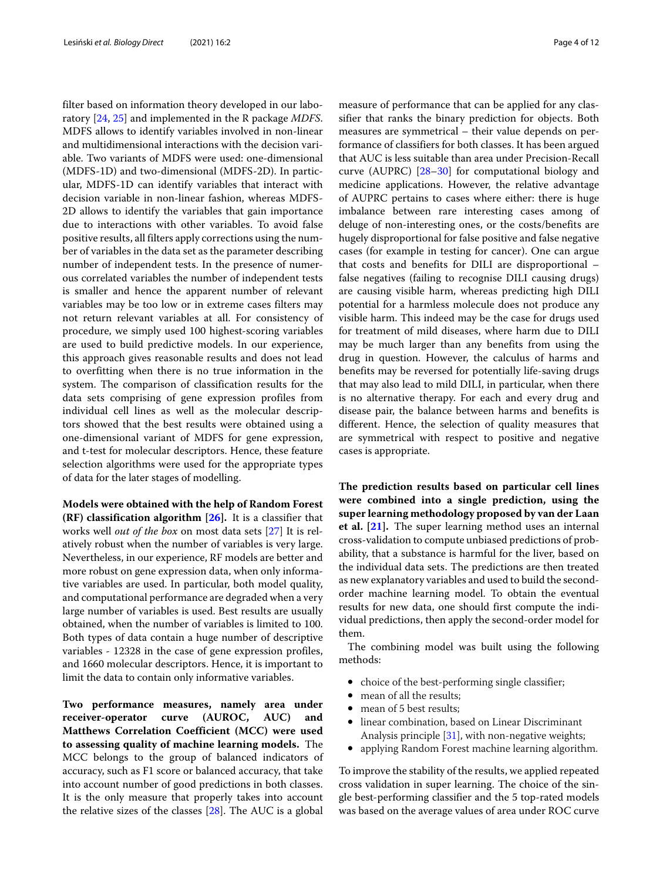filter based on information theory developed in our laboratory [24, 25] and implemented in the R package *MDFS*. MDFS allows to identify variables involved in non-linear and multidimensional interactions with the decision variable. Two variants of MDFS were used: one-dimensional (MDFS-1D) and two-dimensional (MDFS-2D). In particular, MDFS-1D can identify variables that interact with decision variable in non-linear fashion, whereas MDFS-2D allows to identify the variables that gain importance due to interactions with other variables. To avoid false positive results, all filters apply corrections using the number of variables in the data set as the parameter describing number of independent tests. In the presence of numerous correlated variables the number of independent tests is smaller and hence the apparent number of relevant variables may be too low or in extreme cases filters may not return relevant variables at all. For consistency of procedure, we simply used 100 highest-scoring variables are used to build predictive models. In our experience, this approach gives reasonable results and does not lead to overfitting when there is no true information in the system. The comparison of classification results for the data sets comprising of gene expression profiles from individual cell lines as well as the molecular descriptors showed that the best results were obtained using a one-dimensional variant of MDFS for gene expression, and t-test for molecular descriptors. Hence, these feature selection algorithms were used for the appropriate types of data for the later stages of modelling.

**Models were obtained with the help of Random Forest (RF) classification algorithm [26].** It is a classifier that works well *out of the box* on most data sets [27] It is relatively robust when the number of variables is very large. Nevertheless, in our experience, RF models are better and more robust on gene expression data, when only informative variables are used. In particular, both model quality, and computational performance are degraded when a very large number of variables is used. Best results are usually obtained, when the number of variables is limited to 100. Both types of data contain a huge number of descriptive variables - 12328 in the case of gene expression profiles, and 1660 molecular descriptors. Hence, it is important to limit the data to contain only informative variables.

**Two performance measures, namely area under receiver-operator curve (AUROC, AUC) and Matthews Correlation Coefficient (MCC) were used to assessing quality of machine learning models.** The MCC belongs to the group of balanced indicators of accuracy, such as F1 score or balanced accuracy, that take into account number of good predictions in both classes. It is the only measure that properly takes into account the relative sizes of the classes [28]. The AUC is a global measure of performance that can be applied for any classifier that ranks the binary prediction for objects. Both measures are symmetrical – their value depends on performance of classifiers for both classes. It has been argued that AUC is less suitable than area under Precision-Recall curve (AUPRC) [28–30] for computational biology and medicine applications. However, the relative advantage of AUPRC pertains to cases where either: there is huge imbalance between rare interesting cases among of deluge of non-interesting ones, or the costs/benefits are hugely disproportional for false positive and false negative cases (for example in testing for cancer). One can argue that costs and benefits for DILI are disproportional – false negatives (failing to recognise DILI causing drugs) are causing visible harm, whereas predicting high DILI potential for a harmless molecule does not produce any visible harm. This indeed may be the case for drugs used for treatment of mild diseases, where harm due to DILI may be much larger than any benefits from using the drug in question. However, the calculus of harms and benefits may be reversed for potentially life-saving drugs that may also lead to mild DILI, in particular, when there is no alternative therapy. For each and every drug and disease pair, the balance between harms and benefits is different. Hence, the selection of quality measures that are symmetrical with respect to positive and negative cases is appropriate.

**The prediction results based on particular cell lines were combined into a single prediction, using the super learning methodology proposed by van der Laan et al. [21].** The super learning method uses an internal cross-validation to compute unbiased predictions of probability, that a substance is harmful for the liver, based on the individual data sets. The predictions are then treated as new explanatory variables and used to build the second-order machine learning model. To obtain the eventual results for new data, one should first compute the individual predictions, then apply the second-order model for them.

The combining model was built using the following methods:

- choice of the best-performing single classifier;
- mean of all the results;
- mean of 5 best results;
- linear combination, based on Linear Discriminant Analysis principle [31], with non-negative weights;
- applying Random Forest machine learning algorithm.

To improve the stability of the results, we applied repeated cross validation in super learning. The choice of the single best-performing classifier and the 5 top-rated models was based on the average values of area under ROC curve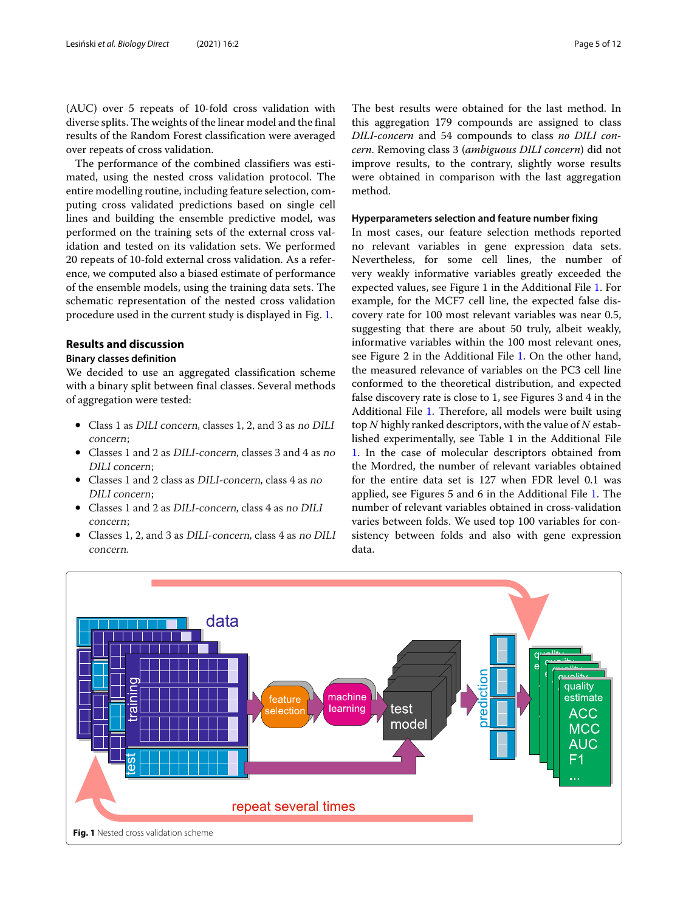(AUC) over 5 repeats of 10-fold cross validation with diverse splits. The weights of the linear model and the final results of the Random Forest classification were averaged over repeats of cross validation.

The performance of the combined classifiers was estimated, using the nested cross validation protocol. The entire modelling routine, including feature selection, computing cross validated predictions based on single cell lines and building the ensemble predictive model, was performed on the training sets of the external cross validation and tested on its validation sets. We performed 20 repeats of 10-fold external cross validation. As a reference, we computed also a biased estimate of performance of the ensemble models, using the training data sets. The schematic representation of the nested cross validation procedure used in the current study is displayed in Fig. 1.

## Results and discussion

### Binary classes definition

We decided to use an aggregated classification scheme with a binary split between final classes. Several methods of aggregation were tested:

- Class 1 as *DILI concern*, classes 1, 2, and 3 as *no DILI concern*;
- Classes 1 and 2 as *DILI-concern*, classes 3 and 4 as *no DILI concern*;
- Classes 1 and 2 class as *DILI-concern*, class 4 as *no DILI concern*;
- Classes 1 and 2 as *DILI-concern*, class 4 as *no DILI concern*;
- Classes 1, 2, and 3 as *DILI-concern*, class 4 as *no DILI concern*.

The best results were obtained for the last method. In this aggregation 179 compounds are assigned to class *DILI-concern* and 54 compounds to class *no DILI concern*. Removing class 3 (*ambiguous DILI concern*) did not improve results, to the contrary, slightly worse results were obtained in comparison with the last aggregation method.

### Hyperparameters selection and feature number fixing

In most cases, our feature selection methods reported no relevant variables in gene expression data sets. Nevertheless, for some cell lines, the number of very weakly informative variables greatly exceeded the expected values, see Figure 1 in the Additional File 1. For example, for the MCF7 cell line, the expected false discovery rate for 100 most relevant variables was near 0.5, suggesting that there are about 50 truly, albeit weakly, informative variables within the 100 most relevant ones, see Figure 2 in the Additional File 1. On the other hand, the measured relevance of variables on the PC3 cell line conformed to the theoretical distribution, and expected false discovery rate is close to 1, see Figures 3 and 4 in the Additional File 1. Therefore, all models were built using top $N$ highly ranked descriptors, with the value of $N$ established experimentally, see Table 1 in the Additional File 1. In the case of molecular descriptors obtained from the Mordred, the number of relevant variables obtained for the entire data set is 127 when FDR level 0.1 was applied, see Figures 5 and 6 in the Additional File 1. The number of relevant variables obtained in cross-validation varies between folds. We used top 100 variables for consistency between folds and also with gene expression data.

**Fig. 1** Nested cross validation scheme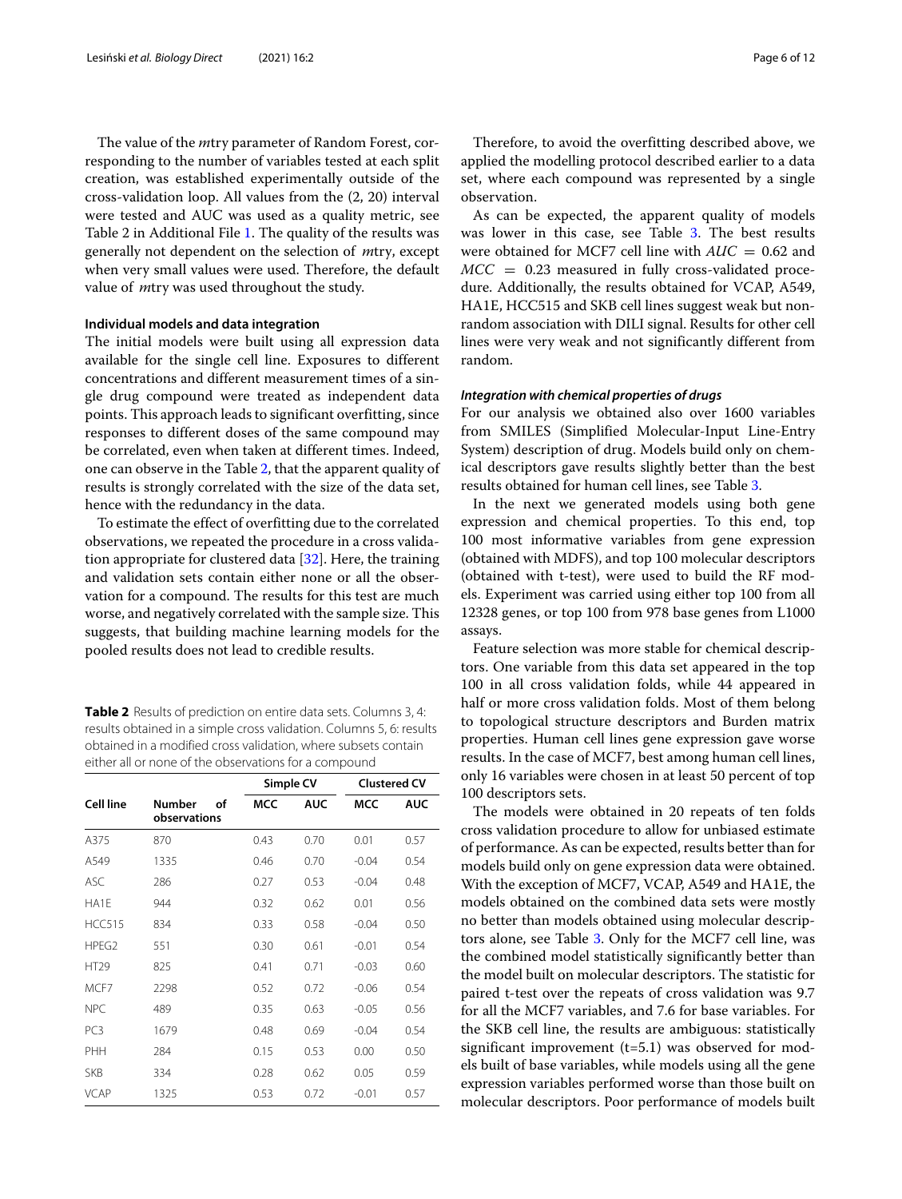The value of the *m*try parameter of Random Forest, corresponding to the number of variables tested at each split creation, was established experimentally outside of the cross-validation loop. All values from the (2, 20) interval were tested and AUC was used as a quality metric, see Table 2 in Additional File 1. The quality of the results was generally not dependent on the selection of *m*try, except when very small values were used. Therefore, the default value of *m*try was used throughout the study.

### Individual models and data integration

The initial models were built using all expression data available for the single cell line. Exposures to different concentrations and different measurement times of a single drug compound were treated as independent data points. This approach leads to significant overfitting, since responses to different doses of the same compound may be correlated, even when taken at different times. Indeed, one can observe in the Table 2, that the apparent quality of results is strongly correlated with the size of the data set, hence with the redundancy in the data.

To estimate the effect of overfitting due to the correlated observations, we repeated the procedure in a cross validation appropriate for clustered data [32]. Here, the training and validation sets contain either none or all the observation for a compound. The results for this test are much worse, and negatively correlated with the sample size. This suggests, that building machine learning models for the pooled results does not lead to credible results.

**Table 2** Results of prediction on entire data sets. Columns 3, 4: results obtained in a simple cross validation. Columns 5, 6: results obtained in a modified cross validation, where subsets contain either all or none of the observations for a compound

| | | Simple CV | | Clustered CV | |
|---|---|---|---|---|---|
| **Cell line** | **Number of observations** | **MCC** | **AUC** | **MCC** | **AUC** |
| A375 | 870 | 0.43 | 0.70 | 0.01 | 0.57 |
| A549 | 1335 | 0.46 | 0.70 | -0.04 | 0.54 |
| ASC | 286 | 0.27 | 0.53 | -0.04 | 0.48 |
| HA1E | 944 | 0.32 | 0.62 | 0.01 | 0.56 |
| HCC515 | 834 | 0.33 | 0.58 | -0.04 | 0.50 |
| HPEG2 | 551 | 0.30 | 0.61 | -0.01 | 0.54 |
| HT29 | 825 | 0.41 | 0.71 | -0.03 | 0.60 |
| MCF7 | 2298 | 0.52 | 0.72 | -0.06 | 0.54 |
| NPC | 489 | 0.35 | 0.63 | -0.05 | 0.56 |
| PC3 | 1679 | 0.48 | 0.69 | -0.04 | 0.54 |
| PHH | 284 | 0.15 | 0.53 | 0.00 | 0.50 |
| SKB | 334 | 0.28 | 0.62 | 0.05 | 0.59 |
| VCAP | 1325 | 0.53 | 0.72 | -0.01 | 0.57 |

Therefore, to avoid the overfitting described above, we applied the modelling protocol described earlier to a data set, where each compound was represented by a single observation.

As can be expected, the apparent quality of models was lower in this case, see Table 3. The best results were obtained for MCF7 cell line with $AUC = 0.62$ and $MCC = 0.23$ measured in fully cross-validated procedure. Additionally, the results obtained for VCAP, A549, HA1E, HCC515 and SKB cell lines suggest weak but non-random association with DILI signal. Results for other cell lines were very weak and not significantly different from random.

#### *Integration with chemical properties of drugs*

For our analysis we obtained also over 1600 variables from SMILES (Simplified Molecular-Input Line-Entry System) description of drug. Models build only on chemical descriptors gave results slightly better than the best results obtained for human cell lines, see Table 3.

In the next we generated models using both gene expression and chemical properties. To this end, top 100 most informative variables from gene expression (obtained with MDFS), and top 100 molecular descriptors (obtained with t-test), were used to build the RF models. Experiment was carried using either top 100 from all 12328 genes, or top 100 from 978 base genes from L1000 assays.

Feature selection was more stable for chemical descriptors. One variable from this data set appeared in the top 100 in all cross validation folds, while 44 appeared in half or more cross validation folds. Most of them belong to topological structure descriptors and Burden matrix properties. Human cell lines gene expression gave worse results. In the case of MCF7, best among human cell lines, only 16 variables were chosen in at least 50 percent of top 100 descriptors sets.

The models were obtained in 20 repeats of ten folds cross validation procedure to allow for unbiased estimate of performance. As can be expected, results better than for models build only on gene expression data were obtained. With the exception of MCF7, VCAP, A549 and HA1E, the models obtained on the combined data sets were mostly no better than models obtained using molecular descriptors alone, see Table 3. Only for the MCF7 cell line, was the combined model statistically significantly better than the model built on molecular descriptors. The statistic for paired t-test over the repeats of cross validation was 9.7 for all the MCF7 variables, and 7.6 for base variables. For the SKB cell line, the results are ambiguous: statistically significant improvement (t=5.1) was observed for models built of base variables, while models using all the gene expression variables performed worse than those built on molecular descriptors. Poor performance of models built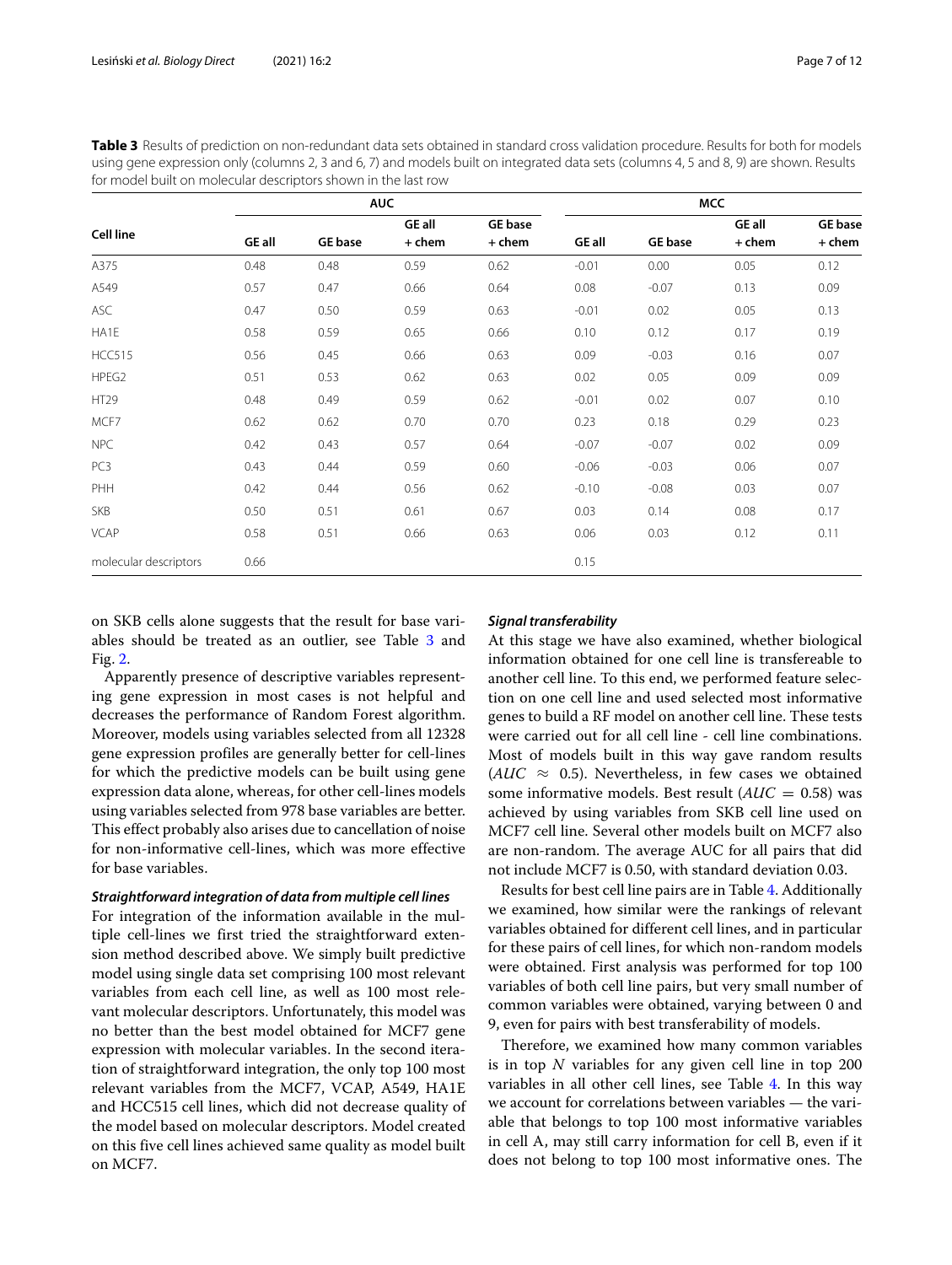**Table 3** Results of prediction on non-redundant data sets obtained in standard cross validation procedure. Results for both for models using gene expression only (columns 2, 3 and 6, 7) and models built on integrated data sets (columns 4, 5 and 8, 9) are shown. Results for model built on molecular descriptors shown in the last row

| Cell line | AUC | | | | MCC | | | |
|---|---|---|---|---|---|---|---|---|
| | GE all | GE base | GE all + chem | GE base + chem | GE all | GE base | GE all + chem | GE base + chem |
| A375 | 0.48 | 0.48 | 0.59 | 0.62 | -0.01 | 0.00 | 0.05 | 0.12 |
| A549 | 0.57 | 0.47 | 0.66 | 0.64 | 0.08 | -0.07 | 0.13 | 0.09 |
| ASC | 0.47 | 0.50 | 0.59 | 0.63 | -0.01 | 0.02 | 0.05 | 0.13 |
| HA1E | 0.58 | 0.59 | 0.65 | 0.66 | 0.10 | 0.12 | 0.17 | 0.19 |
| HCC515 | 0.56 | 0.45 | 0.66 | 0.63 | 0.09 | -0.03 | 0.16 | 0.07 |
| HPEG2 | 0.51 | 0.53 | 0.62 | 0.63 | 0.02 | 0.05 | 0.09 | 0.09 |
| HT29 | 0.48 | 0.49 | 0.59 | 0.62 | -0.01 | 0.02 | 0.07 | 0.10 |
| MCF7 | 0.62 | 0.62 | 0.70 | 0.70 | 0.23 | 0.18 | 0.29 | 0.23 |
| NPC | 0.42 | 0.43 | 0.57 | 0.64 | -0.07 | -0.07 | 0.02 | 0.09 |
| PC3 | 0.43 | 0.44 | 0.59 | 0.60 | -0.06 | -0.03 | 0.06 | 0.07 |
| PHH | 0.42 | 0.44 | 0.56 | 0.62 | -0.10 | -0.08 | 0.03 | 0.07 |
| SKB | 0.50 | 0.51 | 0.61 | 0.67 | 0.03 | 0.14 | 0.08 | 0.17 |
| VCAP | 0.58 | 0.51 | 0.66 | 0.63 | 0.06 | 0.03 | 0.12 | 0.11 |
| molecular descriptors | 0.66 | | | | 0.15 | | | |

on SKB cells alone suggests that the result for base variables should be treated as an outlier, see Table 3 and Fig. 2.

Apparently presence of descriptive variables representing gene expression in most cases is not helpful and decreases the performance of Random Forest algorithm. Moreover, models using variables selected from all 12328 gene expression profiles are generally better for cell-lines for which the predictive models can be built using gene expression data alone, whereas, for other cell-lines models using variables selected from 978 base variables are better. This effect probably also arises due to cancellation of noise for non-informative cell-lines, which was more effective for base variables.

#### *Straightforward integration of data from multiple cell lines*

For integration of the information available in the multiple cell-lines we first tried the straightforward extension method described above. We simply built predictive model using single data set comprising 100 most relevant variables from each cell line, as well as 100 most relevant molecular descriptors. Unfortunately, this model was no better than the best model obtained for MCF7 gene expression with molecular variables. In the second iteration of straightforward integration, the only top 100 most relevant variables from the MCF7, VCAP, A549, HA1E and HCC515 cell lines, which did not decrease quality of the model based on molecular descriptors. Model created on this five cell lines achieved same quality as model built on MCF7.

#### *Signal transferability*

At this stage we have also examined, whether biological information obtained for one cell line is transfereable to another cell line. To this end, we performed feature selection on one cell line and used selected most informative genes to build a RF model on another cell line. These tests were carried out for all cell line - cell line combinations. Most of models built in this way gave random results ($AUC \approx 0.5$). Nevertheless, in few cases we obtained some informative models. Best result ($AUC = 0.58$) was achieved by using variables from SKB cell line used on MCF7 cell line. Several other models built on MCF7 also are non-random. The average AUC for all pairs that did not include MCF7 is 0.50, with standard deviation 0.03.

Results for best cell line pairs are in Table 4. Additionally we examined, how similar were the rankings of relevant variables obtained for different cell lines, and in particular for these pairs of cell lines, for which non-random models were obtained. First analysis was performed for top 100 variables of both cell line pairs, but very small number of common variables were obtained, varying between 0 and 9, even for pairs with best transferability of models.

Therefore, we examined how many common variables is in top $N$ variables for any given cell line in top 200 variables in all other cell lines, see Table 4. In this way we account for correlations between variables — the variable that belongs to top 100 most informative variables in cell A, may still carry information for cell B, even if it does not belong to top 100 most informative ones. The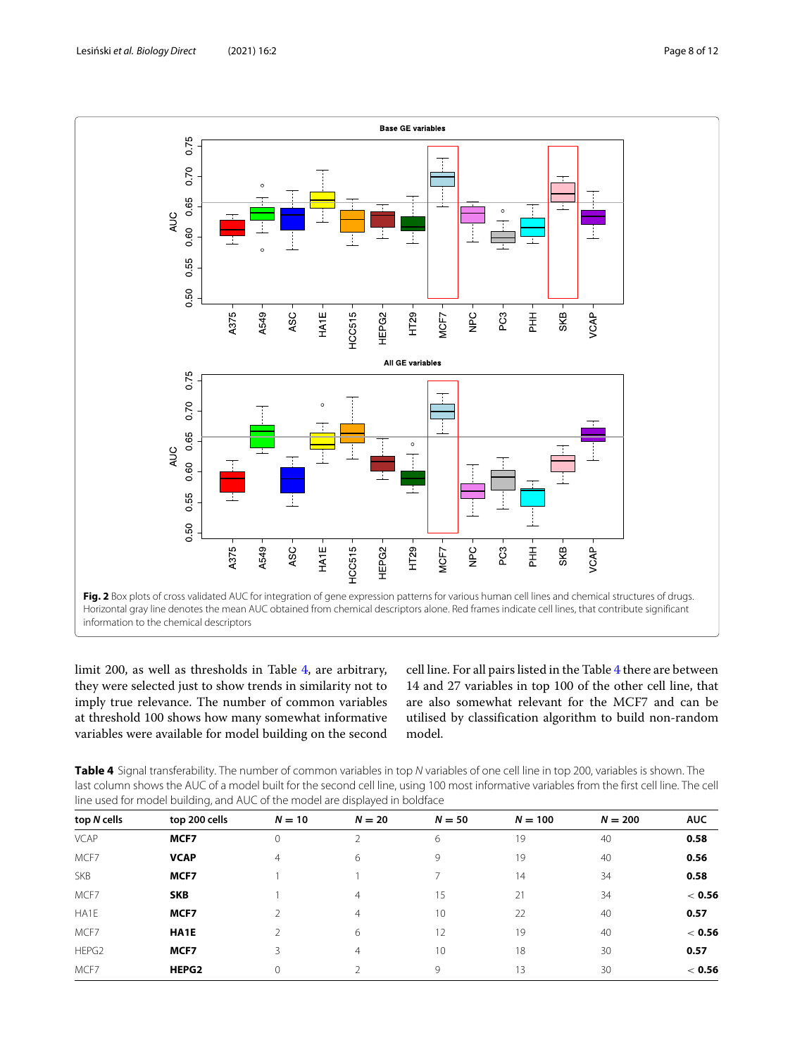Fig. 2 Box plots of cross validated AUC for integration of gene expression patterns for various human cell lines and chemical structures of drugs. Horizontal gray line denotes the mean AUC obtained from chemical descriptors alone. Red frames indicate cell lines, that contribute significant information to the chemical descriptors

limit 200, as well as thresholds in Table 4, are arbitrary, they were selected just to show trends in similarity not to imply true relevance. The number of common variables at threshold 100 shows how many somewhat informative variables were available for model building on the second cell line. For all pairs listed in the Table 4 there are between 14 and 27 variables in top 100 of the other cell line, that are also somewhat relevant for the MCF7 and can be utilised by classification algorithm to build non-random model.

**Table 4** Signal transferability. The number of common variables in top *N* variables of one cell line in top 200, variables is shown. The last column shows the AUC of a model built for the second cell line, using 100 most informative variables from the first cell line. The cell line used for model building, and AUC of the model are displayed in boldface

| top *N* cells | top 200 cells | $N = 10$ | $N = 20$ | $N = 50$ | $N = 100$ | $N = 200$ | AUC |
|---|---|---|---|---|---|---|---|
| VCAP | **MCF7** | 0 | 2 | 6 | 19 | 40 | **0.58** |
| MCF7 | **VCAP** | 4 | 6 | 9 | 19 | 40 | **0.56** |
| SKB | **MCF7** | 1 | 1 | 7 | 14 | 34 | **0.58** |
| MCF7 | **SKB** | 1 | 4 | 15 | 21 | 34 | $<$ **0.56** |
| HA1E | **MCF7** | 2 | 4 | 10 | 22 | 40 | **0.57** |
| MCF7 | **HA1E** | 2 | 6 | 12 | 19 | 40 | $<$ **0.56** |
| HEPG2 | **MCF7** | 3 | 4 | 10 | 18 | 30 | **0.57** |
| MCF7 | **HEPG2** | 0 | 2 | 9 | 13 | 30 | $<$ **0.56** |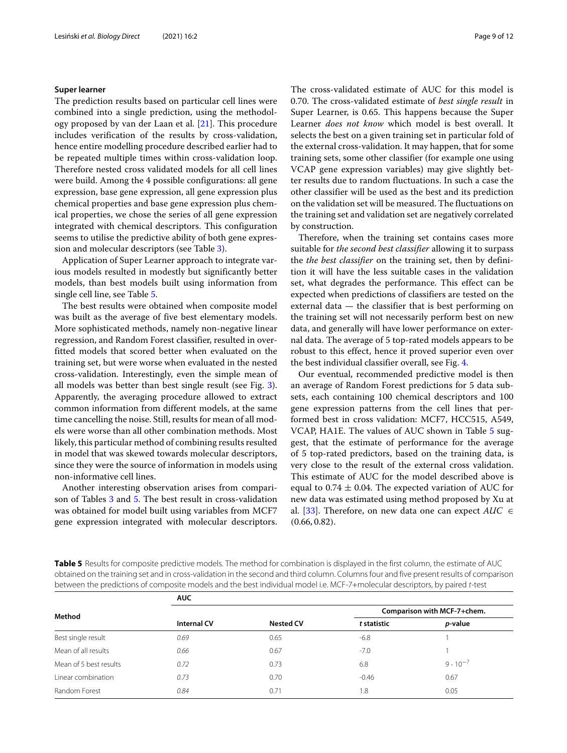### Super learner

The prediction results based on particular cell lines were combined into a single prediction, using the methodology proposed by van der Laan et al. [21]. This procedure includes verification of the results by cross-validation, hence entire modelling procedure described earlier had to be repeated multiple times within cross-validation loop. Therefore nested cross validated models for all cell lines were build. Among the 4 possible configurations: all gene expression, base gene expression, all gene expression plus chemical properties and base gene expression plus chemical properties, we chose the series of all gene expression integrated with chemical descriptors. This configuration seems to utilise the predictive ability of both gene expression and molecular descriptors (see Table 3).

Application of Super Learner approach to integrate various models resulted in modestly but significantly better models, than best models built using information from single cell line, see Table 5.

The best results were obtained when composite model was built as the average of five best elementary models. More sophisticated methods, namely non-negative linear regression, and Random Forest classifier, resulted in overfitted models that scored better when evaluated on the training set, but were worse when evaluated in the nested cross-validation. Interestingly, even the simple mean of all models was better than best single result (see Fig. 3). Apparently, the averaging procedure allowed to extract common information from different models, at the same time cancelling the noise. Still, results for mean of all models were worse than all other combination methods. Most likely, this particular method of combining results resulted in model that was skewed towards molecular descriptors, since they were the source of information in models using non-informative cell lines.

Another interesting observation arises from comparison of Tables 3 and 5. The best result in cross-validation was obtained for model built using variables from MCF7 gene expression integrated with molecular descriptors. The cross-validated estimate of AUC for this model is 0.70. The cross-validated estimate of *best single result* in Super Learner, is 0.65. This happens because the Super Learner *does not know* which model is best overall. It selects the best on a given training set in particular fold of the external cross-validation. It may happen, that for some training sets, some other classifier (for example one using VCAP gene expression variables) may give slightly better results due to random fluctuations. In such a case the other classifier will be used as the best and its prediction on the validation set will be measured. The fluctuations on the training set and validation set are negatively correlated by construction.

Therefore, when the training set contains cases more suitable for *the second best classifier* allowing it to surpass the *the best classifier* on the training set, then by definition it will have the less suitable cases in the validation set, what degrades the performance. This effect can be expected when predictions of classifiers are tested on the external data — the classifier that is best performing on the training set will not necessarily perform best on new data, and generally will have lower performance on external data. The average of 5 top-rated models appears to be robust to this effect, hence it proved superior even over the best individual classifier overall, see Fig. 4.

Our eventual, recommended predictive model is then an average of Random Forest predictions for 5 data subsets, each containing 100 chemical descriptors and 100 gene expression patterns from the cell lines that performed best in cross validation: MCF7, HCC515, A549, VCAP, HA1E. The values of AUC shown in Table 5 suggest, that the estimate of performance for the average of 5 top-rated predictors, based on the training data, is very close to the result of the external cross validation. This estimate of AUC for the model described above is equal to $0.74 \pm 0.04$. The expected variation of AUC for new data was estimated using method proposed by Xu at al. [33]. Therefore, on new data one can expect $AUC \in (0.66, 0.82)$.

**Table 5** Results for composite predictive models. The method for combination is displayed in the first column, the estimate of AUC obtained on the training set and in cross-validation in the second and third column. Columns four and five present results of comparison between the predictions of composite models and the best individual model i.e. MCF-7+molecular descriptors, by paired *t*-test

| Method | AUC | | Comparison with MCF-7+chem. | |
|---|---|---|---|---|
| | Internal CV | Nested CV | *t* statistic | *p*-value |
| Best single result | *0.69* | 0.65 | -6.8 | 1 |
| Mean of all results | *0.66* | 0.67 | -7.0 | 1 |
| Mean of 5 best results | *0.72* | 0.73 | 6.8 | $9 \cdot 10^{-7}$ |
| Linear combination | *0.73* | 0.70 | -0.46 | 0.67 |
| Random Forest | *0.84* | 0.71 | 1.8 | 0.05 |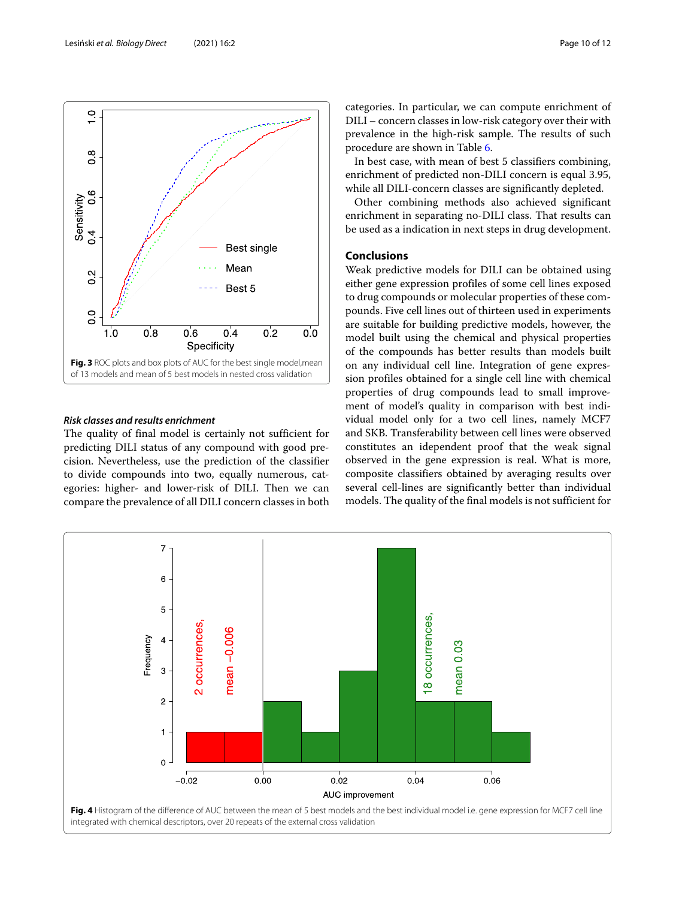Fig. 3 ROC plots and box plots of AUC for the best single model,mean of 13 models and mean of 5 best models in nested cross validation

### *Risk classes and results enrichment*

The quality of final model is certainly not sufficient for predicting DILI status of any compound with good precision. Nevertheless, use the prediction of the classifier to divide compounds into two, equally numerous, categories: higher- and lower-risk of DILI. Then we can compare the prevalence of all DILI concern classes in both categories. In particular, we can compute enrichment of DILI – concern classes in low-risk category over their with prevalence in the high-risk sample. The results of such procedure are shown in Table 6.

In best case, with mean of best 5 classifiers combining, enrichment of predicted non-DILI concern is equal 3.95, while all DILI-concern classes are significantly depleted.

Other combining methods also achieved significant enrichment in separating no-DILI class. That results can be used as a indication in next steps in drug development.

## Conclusions

Weak predictive models for DILI can be obtained using either gene expression profiles of some cell lines exposed to drug compounds or molecular properties of these compounds. Five cell lines out of thirteen used in experiments are suitable for building predictive models, however, the model built using the chemical and physical properties of the compounds has better results than models built on any individual cell line. Integration of gene expression profiles obtained for a single cell line with chemical properties of drug compounds lead to small improvement of model's quality in comparison with best individual model only for a two cell lines, namely MCF7 and SKB. Transferability between cell lines were observed constitutes an idependent proof that the weak signal observed in the gene expression is real. What is more, composite classifiers obtained by averaging results over several cell-lines are significantly better than individual models. The quality of the final models is not sufficient for

Fig. 4 Histogram of the difference of AUC between the mean of 5 best models and the best individual model i.e. gene expression for MCF7 cell line integrated with chemical descriptors, over 20 repeats of the external cross validation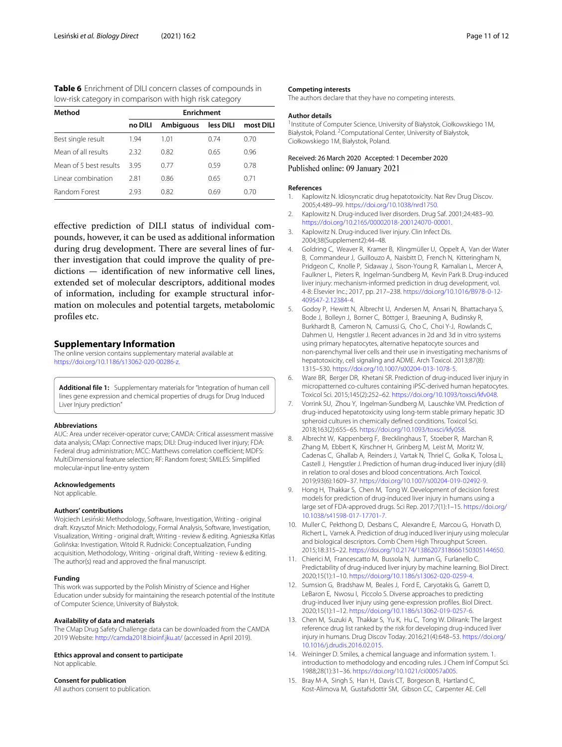**Table 6** Enrichment of DILI concern classes of compounds in low-risk category in comparison with high risk category

| Method | Enrichment | | | |
|---|---|---|---|---|
| | no DILI | Ambiguous | less DILI | most DILI |
| Best single result | 1.94 | 1.01 | 0.74 | 0.70 |
| Mean of all results | 2.32 | 0.82 | 0.65 | 0.96 |
| Mean of 5 best results | 3.95 | 0.77 | 0.59 | 0.78 |
| Linear combination | 2.81 | 0.86 | 0.65 | 0.71 |
| Random Forest | 2.93 | 0.82 | 0.69 | 0.70 |

effective prediction of DILI status of individual compounds, however, it can be used as additional information during drug development. There are several lines of further investigation that could improve the quality of predictions — identification of new informative cell lines, extended set of molecular descriptors, additional modes of information, including for example structural information on molecules and potential targets, metabolomic profiles etc.

## Supplementary Information

The online version contains supplementary material available at https://doi.org/10.1186/s13062-020-00286-z.

**Additional file 1:** Supplementary materials for "Integration of human cell lines gene expression and chemical properties of drugs for Drug Induced Liver Injury prediction"

### Abbreviations

AUC: Area under receiver-operator curve; CAMDA: Critical assessment massive data analysis; CMap: Connective maps; DILI: Drug-induced liver injury; FDA: Federal drug administration; MCC: Matthews correlation coefficient; MDFS: MultiDimensional feature selection; RF: Random forest; SMILES: Simplified molecular-input line-entry system

### Acknowledgements

Not applicable.

### Authors' contributions

Wojciech Lesiński: Methodology, Software, Investigation, Writing - original draft. Krzysztof Mnich: Methodology, Formal Analysis, Software, Investigation, Visualization, Writing - original draft, Writing - review & editing. Agnieszka Kitlas Golińska: Investigation. Witold R. Rudnicki: Conceptualization, Funding acquisition, Methodology, Writing - original draft, Writing - review & editing. The author(s) read and approved the final manuscript.

### Funding

This work was supported by the Polish Ministry of Science and Higher Education under subsidy for maintaining the research potential of the Institute of Computer Science, University of Białystok.

### Availability of data and materials

The CMap Drug Safety Challenge data can be downloaded from the CAMDA 2019 Website: http://camda2018.bioinf.jku.at/ (accessed in April 2019).

### Ethics approval and consent to participate

Not applicable.

### Consent for publication

All authors consent to publication.

### Competing interests

The authors declare that they have no competing interests.

### Author details

[1] Institute of Computer Science, University of Białystok, Ciołkowskiego 1M, Białystok, Poland. [2] Computational Center, University of Białystok, Ciołkowskiego 1M, Białystok, Poland.

Received: 26 March 2020 Accepted: 1 December 2020
Published online: 09 January 2021

### References

1. Kaplowitz N. Idiosyncratic drug hepatotoxicity. Nat Rev Drug Discov. 2005;4:489–99. https://doi.org/10.1038/nrd1750.
2. Kaplowitz N. Drug-induced liver disorders. Drug Saf. 2001;24:483–90. https://doi.org/10.2165/00002018-200124070-00001.
3. Kaplowitz N. Drug-induced liver injury. Clin Infect Dis. 2004;38(Supplement2):44–48.
4. Goldring C, Weaver R, Kramer B, Klingmüller U, Oppelt A, Van der Water B, Commandeur J, Guillouzo A, Naisbitt D, French N, Kitteringham N, Pridgeon C, Knolle P, Sidaway J, Sison-Young R, Kamalian L, Mercer A, Faulkner L, Pieters R, Ingelman-Sundberg M, Kevin Park B. Drug-induced liver injury: mechanism-informed prediction in drug development, vol. 4-8: Elsevier Inc.; 2017, pp. 217–238. https://doi.org/10.1016/B978-0-12-409547-2.12384-4.
5. Godoy P, Hewitt N, Albrecht U, Andersen M, Ansari N, Bhattacharya S, Bode J, Bolleyn J, Borner C, Böttger J, Braeuning A, Budinsky R, Burkhardt B, Cameron N, Camussi G, Cho C, Choi Y-J, Rowlands C, Dahmen U, Hengstler J. Recent advances in 2d and 3d in vitro systems using primary hepatocytes, alternative hepatocyte sources and non-parenchymal liver cells and their use in investigating mechanisms of hepatotoxicity, cell signaling and ADME. Arch Toxicol. 2013;87(8): 1315–530. https://doi.org/10.1007/s00204-013-1078-5.
6. Ware BR, Berger DR, Khetani SR. Prediction of drug-induced liver injury in micropatterned co-cultures containing iPSC-derived human hepatocytes. Toxicol Sci. 2015;145(2):252–62. https://doi.org/10.1093/toxsci/kfv048.
7. Vorrink SU, Zhou Y, Ingelman-Sundberg M, Lauschke VM. Prediction of drug-induced hepatotoxicity using long-term stable primary hepatic 3D spheroid cultures in chemically defined conditions. Toxicol Sci. 2018;163(2):655–65. https://doi.org/10.1093/toxsci/kfy058.
8. Albrecht W, Kappenberg F, Brecklinghaus T, Stoeber R, Marchan R, Zhang M, Ebbert K, Kirschner H, Grinberg M, Leist M, Moritz W, Cadenas C, Ghallab A, Reinders J, Vartak N, Thriel C, Golka K, Tolosa L, Castell J, Hengstler J. Prediction of human drug-induced liver injury (dili) in relation to oral doses and blood concentrations. Arch Toxicol. 2019;93(6):1609–37. https://doi.org/10.1007/s00204-019-02492-9.
9. Hong H, Thakkar S, Chen M, Tong W. Development of decision forest models for prediction of drug-induced liver injury in humans using a large set of FDA-approved drugs. Sci Rep. 2017;7(1):1–15. https://doi.org/10.1038/s41598-017-17701-7.
10. Muller C, Pekthong D, Desbans C, Alexandre E, Marcou G, Horvath D, Richert L, Varnek A. Prediction of drug induced liver injury using molecular and biological descriptors. Comb Chem High Throughput Screen. 2015;18:315–22. https://doi.org/10.2174/1386207318666150305144650.
11. Chierici M, Francescatto M, Bussola N, Jurman G, Furlanello C. Predictability of drug-induced liver injury by machine learning. Biol Direct. 2020;15(1):1–10. https://doi.org/10.1186/s13062-020-0259-4.
12. Sumsion G, Bradshaw M, Beales J, Ford E, Caryotakis G, Garrett D, LeBaron E, Nwosu I, Piccolo S. Diverse approaches to predicting drug-induced liver injury using gene-expression profiles. Biol Direct. 2020;15(1):1–12. https://doi.org/10.1186/s13062-019-0257-6.
13. Chen M, Suzuki A, Thakkar S, Yu K, Hu C, Tong W. Dilirank: The largest reference drug list ranked by the risk for developing drug-induced liver injury in humans. Drug Discov Today. 2016;21(4):648–53. https://doi.org/10.1016/j.drudis.2016.02.015.
14. Weininger D. Smiles, a chemical language and information system. 1. introduction to methodology and encoding rules. J Chem Inf Comput Sci. 1988;28(1):31–36. https://doi.org/10.1021/ci00057a005.
15. Bray M-A, Singh S, Han H, Davis CT, Borgeson B, Hartland C, Kost-Alimova M, Gustafsdottir SM, Gibson CC, Carpenter AE. Cell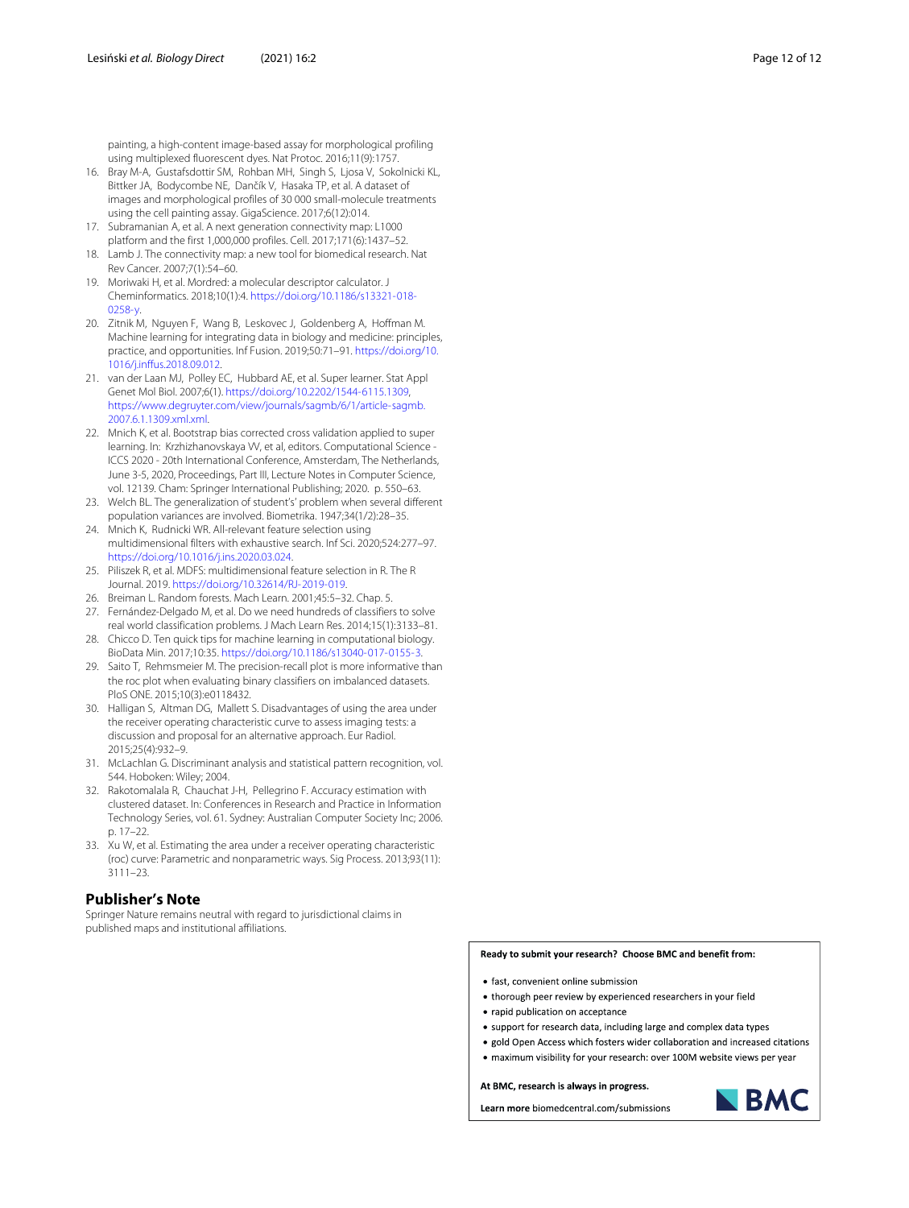painting, a high-content image-based assay for morphological profiling using multiplexed fluorescent dyes. Nat Protoc. 2016;11(9):1757.

16. Bray M-A, Gustafsdottir SM, Rohban MH, Singh S, Ljosa V, Sokolnicki KL, Bittker JA, Bodycombe NE, Dančík V, Hasaka TP, et al. A dataset of images and morphological profiles of 30 000 small-molecule treatments using the cell painting assay. GigaScience. 2017;6(12):014.
17. Subramanian A, et al. A next generation connectivity map: L1000 platform and the first 1,000,000 profiles. Cell. 2017;171(6):1437–52.
18. Lamb J. The connectivity map: a new tool for biomedical research. Nat Rev Cancer. 2007;7(1):54–60.
19. Moriwaki H, et al. Mordred: a molecular descriptor calculator. J Cheminformatics. 2018;10(1):4. https://doi.org/10.1186/s13321-018-0258-y.
20. Zitnik M, Nguyen F, Wang B, Leskovec J, Goldenberg A, Hoffman M. Machine learning for integrating data in biology and medicine: principles, practice, and opportunities. Inf Fusion. 2019;50:71–91. https://doi.org/10.1016/j.inffus.2018.09.012.
21. van der Laan MJ, Polley EC, Hubbard AE, et al. Super learner. Stat Appl Genet Mol Biol. 2007;6(1). https://doi.org/10.2202/1544-6115.1309, https://www.degruyter.com/view/journals/sagmb/6/1/article-sagmb.2007.6.1.1309.xml.xml.
22. Mnich K, et al. Bootstrap bias corrected cross validation applied to super learning. In: Krzhizhanovskaya VV, et al, editors. Computational Science - ICCS 2020 - 20th International Conference, Amsterdam, The Netherlands, June 3-5, 2020, Proceedings, Part III, Lecture Notes in Computer Science, vol. 12139. Cham: Springer International Publishing; 2020. p. 550–63.
23. Welch BL. The generalization of student's' problem when several different population variances are involved. Biometrika. 1947;34(1/2):28–35.
24. Mnich K, Rudnicki WR. All-relevant feature selection using multidimensional filters with exhaustive search. Inf Sci. 2020;524:277–97. https://doi.org/10.1016/j.ins.2020.03.024.
25. Piliszek R, et al. MDFS: multidimensional feature selection in R. The R Journal. 2019. https://doi.org/10.32614/RJ-2019-019.
26. Breiman L. Random forests. Mach Learn. 2001;45:5–32. Chap. 5.
27. Fernández-Delgado M, et al. Do we need hundreds of classifiers to solve real world classification problems. J Mach Learn Res. 2014;15(1):3133–81.
28. Chicco D. Ten quick tips for machine learning in computational biology. BioData Min. 2017;10:35. https://doi.org/10.1186/s13040-017-0155-3.
29. Saito T, Rehmsmeier M. The precision-recall plot is more informative than the roc plot when evaluating binary classifiers on imbalanced datasets. PloS ONE. 2015;10(3):e0118432.
30. Halligan S, Altman DG, Mallett S. Disadvantages of using the area under the receiver operating characteristic curve to assess imaging tests: a discussion and proposal for an alternative approach. Eur Radiol. 2015;25(4):932–9.
31. McLachlan G. Discriminant analysis and statistical pattern recognition, vol. 544. Hoboken: Wiley; 2004.
32. Rakotomalala R, Chauchat J-H, Pellegrino F. Accuracy estimation with clustered dataset. In: Conferences in Research and Practice in Information Technology Series, vol. 61. Sydney: Australian Computer Society Inc; 2006. p. 17–22.
33. Xu W, et al. Estimating the area under a receiver operating characteristic (roc) curve: Parametric and nonparametric ways. Sig Process. 2013;93(11):3111–23.

## Publisher's Note

Springer Nature remains neutral with regard to jurisdictional claims in published maps and institutional affiliations.

**Ready to submit your research? Choose BMC and benefit from:**

- fast, convenient online submission
- thorough peer review by experienced researchers in your field
- rapid publication on acceptance
- support for research data, including large and complex data types
- gold Open Access which fosters wider collaboration and increased citations
- maximum visibility for your research: over 100M website views per year

**At BMC, research is always in progress.**

**Learn more** biomedcentral.com/submissions

BMC